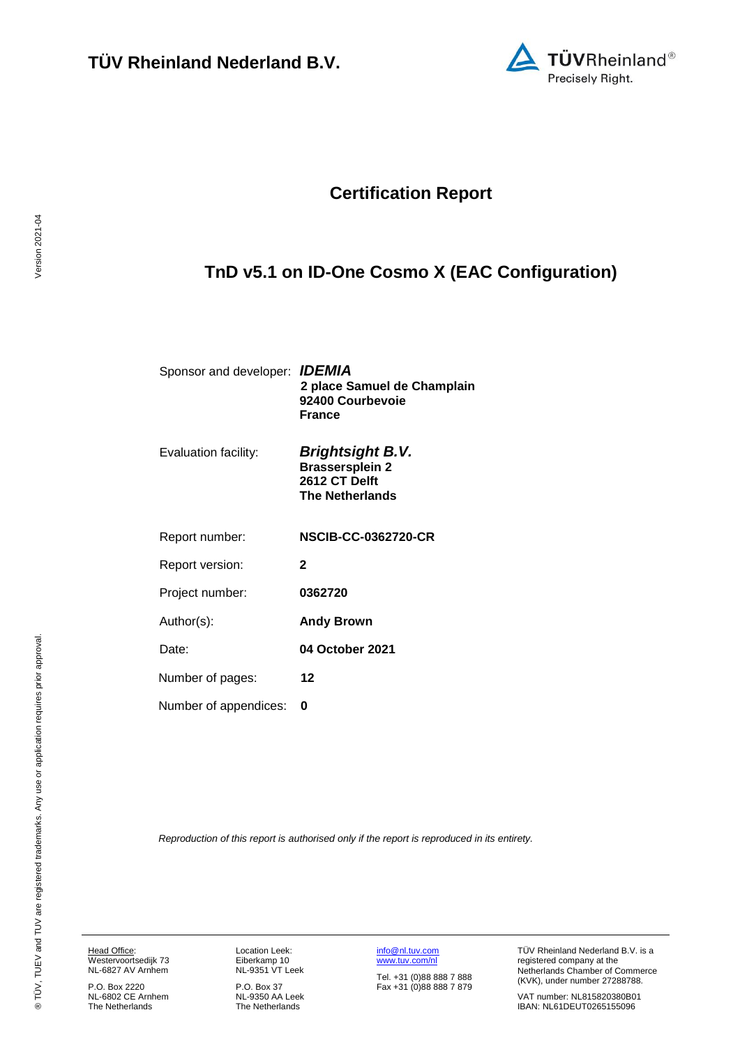# TÜV Rheinland Nederland B.V.

## Certification Report

# TnD v5.1 on ID-One Cosmo X (EAC Configuration)

| | |
|---|---|
| Sponsor and developer: | ***IDEMIA*** **2 place Samuel de Champlain** **92400 Courbevoie** **France** |
| Evaluation facility: | ***Brightsight B.V.*** **Brassersplein 2** **2612 CT Delft** **The Netherlands** |
| Report number: | **NSCIB-CC-0362720-CR** |
| Report version: | **2** |
| Project number: | **0362720** |
| Author(s): | **Andy Brown** |
| Date: | **04 October 2021** |
| Number of pages: | **12** |
| Number of appendices: | **0** |

*Reproduction of this report is authorised only if the report is reproduced in its entirety.*

Head Office:
Westervoortsedijk 73
NL-6827 AV Arnhem

P.O. Box 2220
NL-6802 CE Arnhem
The Netherlands

Location Leek:
Eiberkamp 10
NL-9351 VT Leek

P.O. Box 37
NL-9350 AA Leek
The Netherlands

info@nl.tuv.com
www.tuv.com/nl

Tel. +31 (0)88 888 7 888
Fax +31 (0)88 888 7 879

TÜV Rheinland Nederland B.V. is a registered company at the Netherlands Chamber of Commerce (KVK), under number 27288788.

VAT number: NL815820380B01
IBAN: NL61DEUT0265155096

® TÜV, TUEV and TUV are registered trademarks. Any use or application requires prior approval.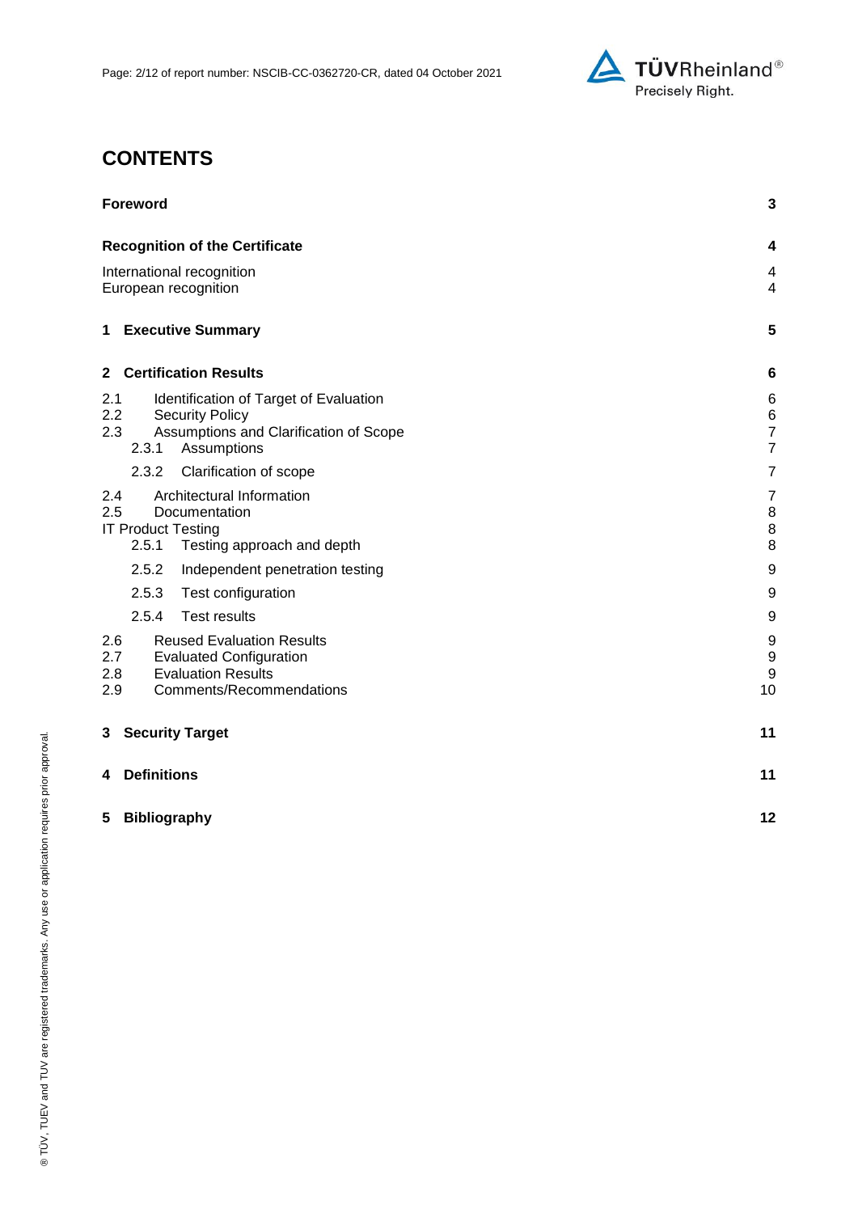# CONTENTS

| | |
|---|---|
| **Foreword** | **3** |
| **Recognition of the Certificate** | **4** |
| International recognition | 4 |
| European recognition | 4 |
| **1 Executive Summary** | **5** |
| **2 Certification Results** | **6** |
| 2.1 Identification of Target of Evaluation | 6 |
| 2.2 Security Policy | 6 |
| 2.3 Assumptions and Clarification of Scope | 7 |
| 2.3.1 Assumptions | 7 |
| 2.3.2 Clarification of scope | 7 |
| 2.4 Architectural Information | 7 |
| 2.5 Documentation | 8 |
| IT Product Testing | 8 |
| 2.5.1 Testing approach and depth | 8 |
| 2.5.2 Independent penetration testing | 9 |
| 2.5.3 Test configuration | 9 |
| 2.5.4 Test results | 9 |
| 2.6 Reused Evaluation Results | 9 |
| 2.7 Evaluated Configuration | 9 |
| 2.8 Evaluation Results | 9 |
| 2.9 Comments/Recommendations | 10 |
| **3 Security Target** | **11** |
| **4 Definitions** | **11** |
| **5 Bibliography** | **12** |

® TÜV, TUEV and TUV are registered trademarks. Any use or application requires prior approval.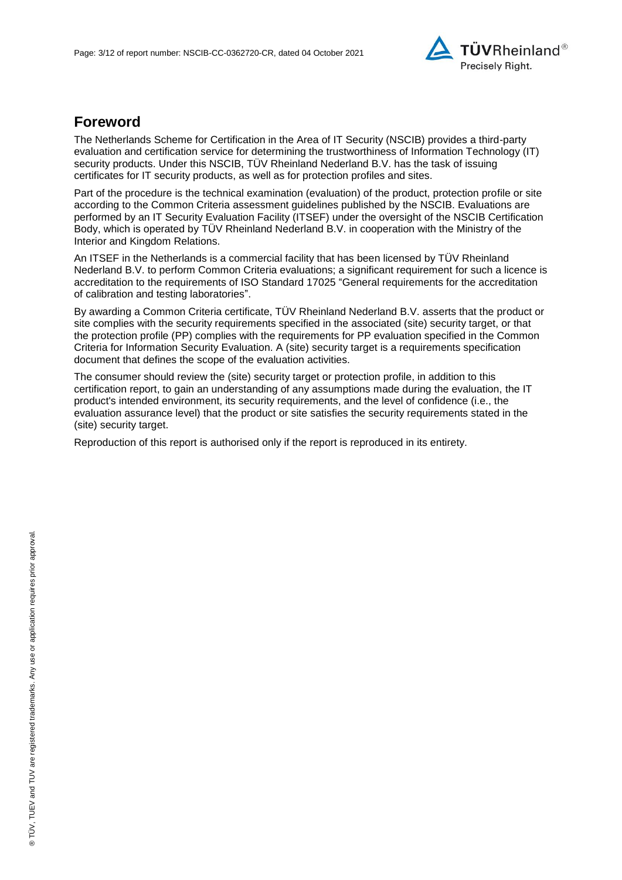## Foreword

The Netherlands Scheme for Certification in the Area of IT Security (NSCIB) provides a third-party evaluation and certification service for determining the trustworthiness of Information Technology (IT) security products. Under this NSCIB, TÜV Rheinland Nederland B.V. has the task of issuing certificates for IT security products, as well as for protection profiles and sites.

Part of the procedure is the technical examination (evaluation) of the product, protection profile or site according to the Common Criteria assessment guidelines published by the NSCIB. Evaluations are performed by an IT Security Evaluation Facility (ITSEF) under the oversight of the NSCIB Certification Body, which is operated by TÜV Rheinland Nederland B.V. in cooperation with the Ministry of the Interior and Kingdom Relations.

An ITSEF in the Netherlands is a commercial facility that has been licensed by TÜV Rheinland Nederland B.V. to perform Common Criteria evaluations; a significant requirement for such a licence is accreditation to the requirements of ISO Standard 17025 "General requirements for the accreditation of calibration and testing laboratories".

By awarding a Common Criteria certificate, TÜV Rheinland Nederland B.V. asserts that the product or site complies with the security requirements specified in the associated (site) security target, or that the protection profile (PP) complies with the requirements for PP evaluation specified in the Common Criteria for Information Security Evaluation. A (site) security target is a requirements specification document that defines the scope of the evaluation activities.

The consumer should review the (site) security target or protection profile, in addition to this certification report, to gain an understanding of any assumptions made during the evaluation, the IT product's intended environment, its security requirements, and the level of confidence (i.e., the evaluation assurance level) that the product or site satisfies the security requirements stated in the (site) security target.

Reproduction of this report is authorised only if the report is reproduced in its entirety.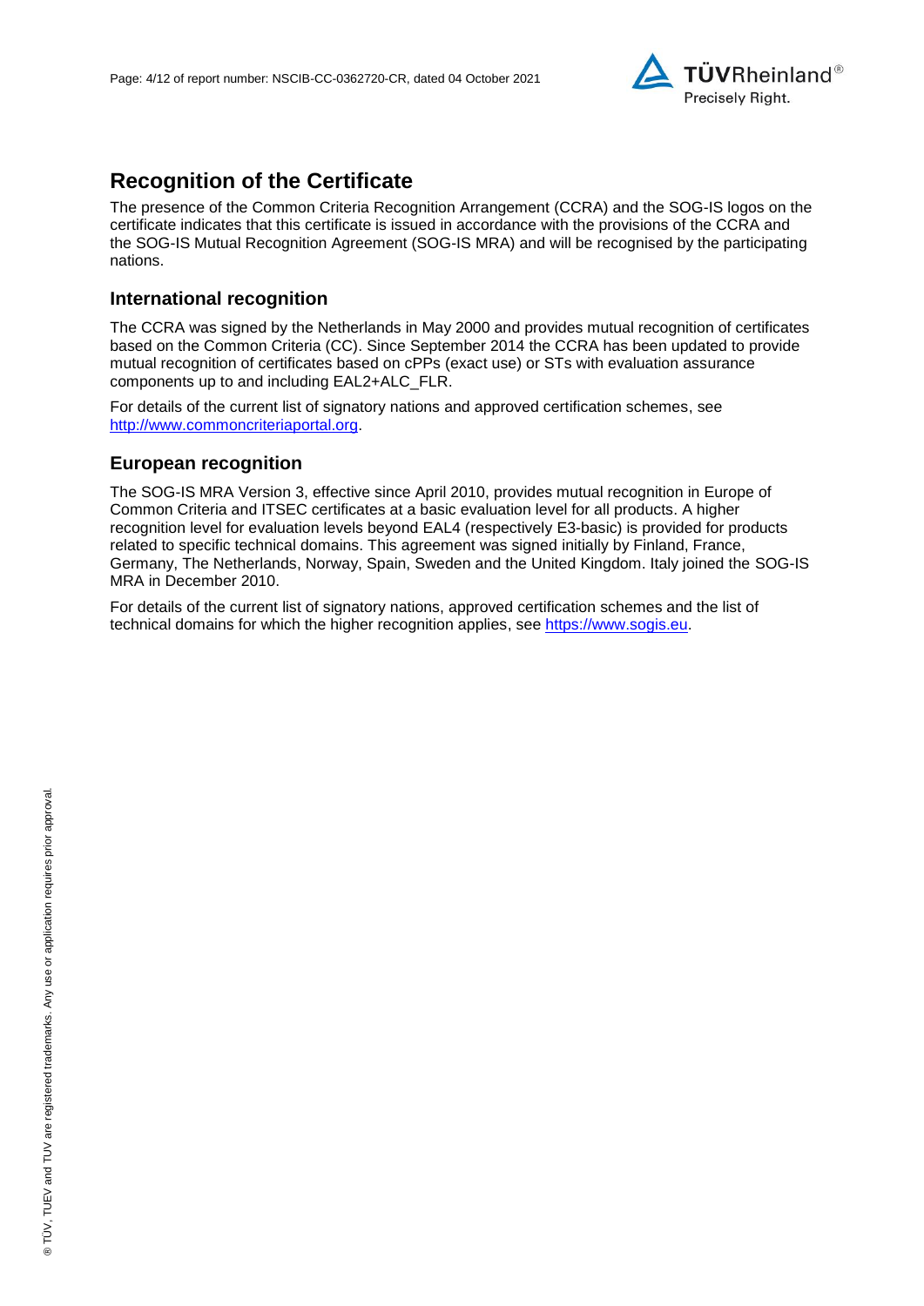# Recognition of the Certificate

The presence of the Common Criteria Recognition Arrangement (CCRA) and the SOG-IS logos on the certificate indicates that this certificate is issued in accordance with the provisions of the CCRA and the SOG-IS Mutual Recognition Agreement (SOG-IS MRA) and will be recognised by the participating nations.

## International recognition

The CCRA was signed by the Netherlands in May 2000 and provides mutual recognition of certificates based on the Common Criteria (CC). Since September 2014 the CCRA has been updated to provide mutual recognition of certificates based on cPPs (exact use) or STs with evaluation assurance components up to and including EAL2+ALC_FLR.

For details of the current list of signatory nations and approved certification schemes, see http://www.commoncriteriaportal.org.

## European recognition

The SOG-IS MRA Version 3, effective since April 2010, provides mutual recognition in Europe of Common Criteria and ITSEC certificates at a basic evaluation level for all products. A higher recognition level for evaluation levels beyond EAL4 (respectively E3-basic) is provided for products related to specific technical domains. This agreement was signed initially by Finland, France, Germany, The Netherlands, Norway, Spain, Sweden and the United Kingdom. Italy joined the SOG-IS MRA in December 2010.

For details of the current list of signatory nations, approved certification schemes and the list of technical domains for which the higher recognition applies, see https://www.sogis.eu.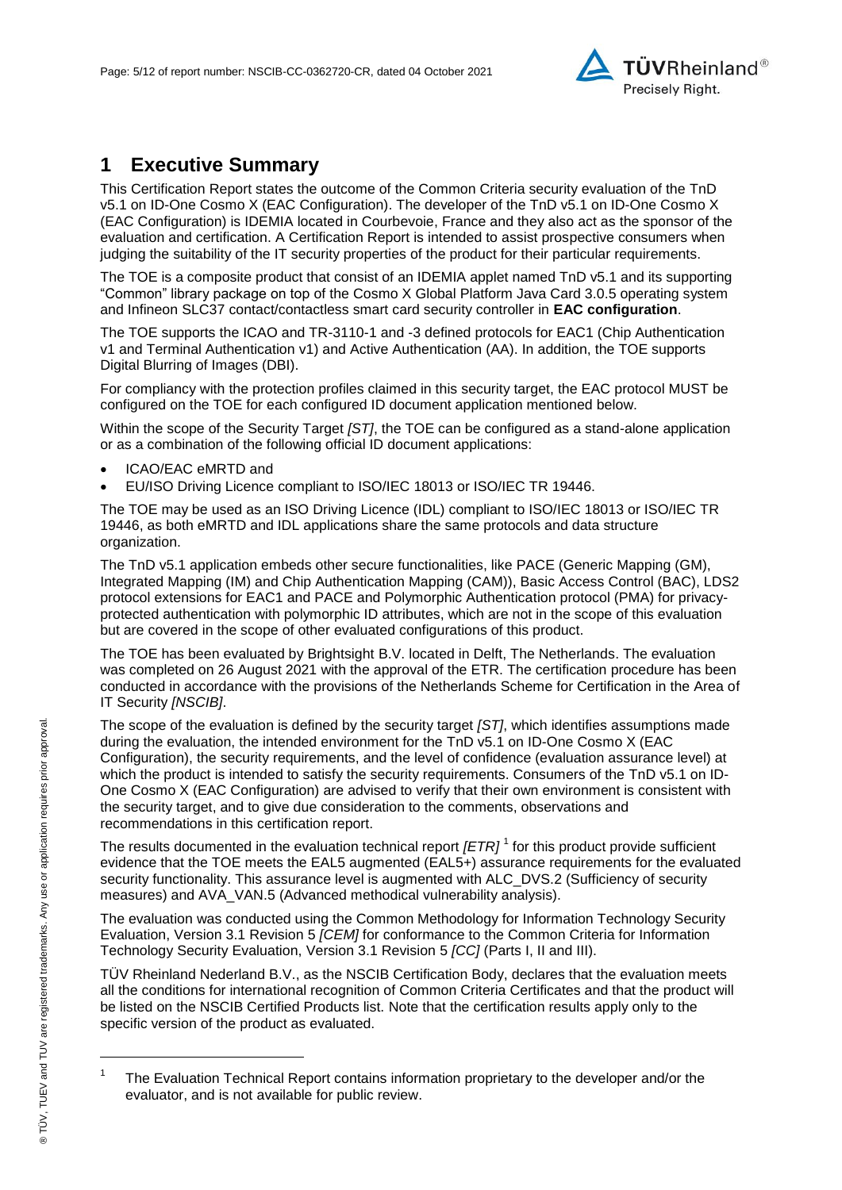# 1 Executive Summary

This Certification Report states the outcome of the Common Criteria security evaluation of the TnD v5.1 on ID-One Cosmo X (EAC Configuration). The developer of the TnD v5.1 on ID-One Cosmo X (EAC Configuration) is IDEMIA located in Courbevoie, France and they also act as the sponsor of the evaluation and certification. A Certification Report is intended to assist prospective consumers when judging the suitability of the IT security properties of the product for their particular requirements.

The TOE is a composite product that consist of an IDEMIA applet named TnD v5.1 and its supporting "Common" library package on top of the Cosmo X Global Platform Java Card 3.0.5 operating system and Infineon SLC37 contact/contactless smart card security controller in **EAC configuration**.

The TOE supports the ICAO and TR-3110-1 and -3 defined protocols for EAC1 (Chip Authentication v1 and Terminal Authentication v1) and Active Authentication (AA). In addition, the TOE supports Digital Blurring of Images (DBI).

For compliancy with the protection profiles claimed in this security target, the EAC protocol MUST be configured on the TOE for each configured ID document application mentioned below.

Within the scope of the Security Target *[ST]*, the TOE can be configured as a stand-alone application or as a combination of the following official ID document applications:

- ICAO/EAC eMRTD and
- EU/ISO Driving Licence compliant to ISO/IEC 18013 or ISO/IEC TR 19446.

The TOE may be used as an ISO Driving Licence (IDL) compliant to ISO/IEC 18013 or ISO/IEC TR 19446, as both eMRTD and IDL applications share the same protocols and data structure organization.

The TnD v5.1 application embeds other secure functionalities, like PACE (Generic Mapping (GM), Integrated Mapping (IM) and Chip Authentication Mapping (CAM)), Basic Access Control (BAC), LDS2 protocol extensions for EAC1 and PACE and Polymorphic Authentication protocol (PMA) for privacy-protected authentication with polymorphic ID attributes, which are not in the scope of this evaluation but are covered in the scope of other evaluated configurations of this product.

The TOE has been evaluated by Brightsight B.V. located in Delft, The Netherlands. The evaluation was completed on 26 August 2021 with the approval of the ETR. The certification procedure has been conducted in accordance with the provisions of the Netherlands Scheme for Certification in the Area of IT Security *[NSCIB]*.

The scope of the evaluation is defined by the security target *[ST]*, which identifies assumptions made during the evaluation, the intended environment for the TnD v5.1 on ID-One Cosmo X (EAC Configuration), the security requirements, and the level of confidence (evaluation assurance level) at which the product is intended to satisfy the security requirements. Consumers of the TnD v5.1 on ID-One Cosmo X (EAC Configuration) are advised to verify that their own environment is consistent with the security target, and to give due consideration to the comments, observations and recommendations in this certification report.

The results documented in the evaluation technical report *[ETR]* [1] for this product provide sufficient evidence that the TOE meets the EAL5 augmented (EAL5+) assurance requirements for the evaluated security functionality. This assurance level is augmented with ALC_DVS.2 (Sufficiency of security measures) and AVA_VAN.5 (Advanced methodical vulnerability analysis).

The evaluation was conducted using the Common Methodology for Information Technology Security Evaluation, Version 3.1 Revision 5 *[CEM]* for conformance to the Common Criteria for Information Technology Security Evaluation, Version 3.1 Revision 5 *[CC]* (Parts I, II and III).

TÜV Rheinland Nederland B.V., as the NSCIB Certification Body, declares that the evaluation meets all the conditions for international recognition of Common Criteria Certificates and that the product will be listed on the NSCIB Certified Products list. Note that the certification results apply only to the specific version of the product as evaluated.

[1] The Evaluation Technical Report contains information proprietary to the developer and/or the evaluator, and is not available for public review.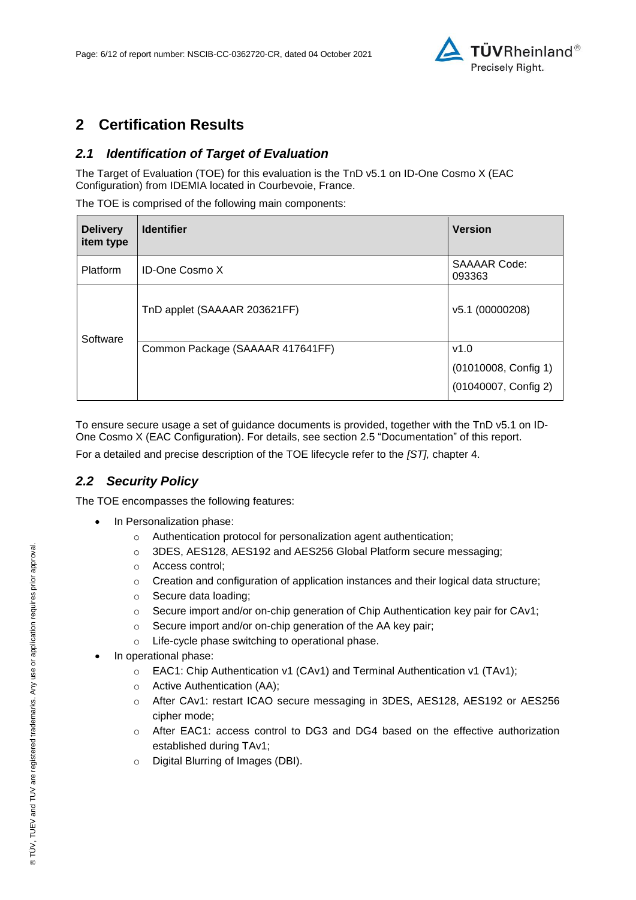## 2 Certification Results

### *2.1 Identification of Target of Evaluation*

The Target of Evaluation (TOE) for this evaluation is the TnD v5.1 on ID-One Cosmo X (EAC Configuration) from IDEMIA located in Courbevoie, France.

The TOE is comprised of the following main components:

| Delivery item type | Identifier | Version |
|---|---|---|
| Platform | ID-One Cosmo X | SAAAAR Code: 093363 |
| Software | TnD applet (SAAAAR 203621FF) | v5.1 (00000208) |
| | Common Package (SAAAAR 417641FF) | v1.0<br>(01010008, Config 1)<br>(01040007, Config 2) |

To ensure secure usage a set of guidance documents is provided, together with the TnD v5.1 on ID-One Cosmo X (EAC Configuration). For details, see section 2.5 “Documentation” of this report.

For a detailed and precise description of the TOE lifecycle refer to the *[ST],* chapter 4.

### *2.2 Security Policy*

The TOE encompasses the following features:

- In Personalization phase:
  - Authentication protocol for personalization agent authentication;
  - 3DES, AES128, AES192 and AES256 Global Platform secure messaging;
  - Access control;
  - Creation and configuration of application instances and their logical data structure;
  - Secure data loading;
  - Secure import and/or on-chip generation of Chip Authentication key pair for CAv1;
  - Secure import and/or on-chip generation of the AA key pair;
  - Life-cycle phase switching to operational phase.
- In operational phase:
  - EAC1: Chip Authentication v1 (CAv1) and Terminal Authentication v1 (TAv1);
  - Active Authentication (AA);
  - After CAv1: restart ICAO secure messaging in 3DES, AES128, AES192 or AES256 cipher mode;
  - After EAC1: access control to DG3 and DG4 based on the effective authorization established during TAv1;
  - Digital Blurring of Images (DBI).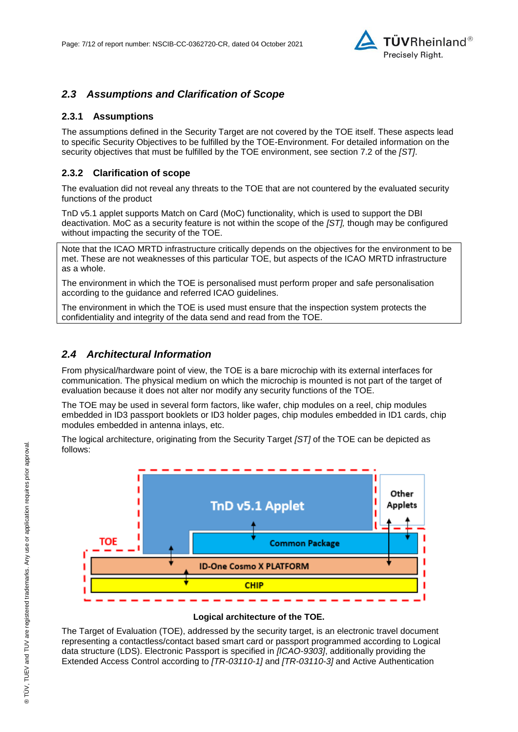## 2.3 Assumptions and Clarification of Scope

### 2.3.1 Assumptions

The assumptions defined in the Security Target are not covered by the TOE itself. These aspects lead to specific Security Objectives to be fulfilled by the TOE-Environment. For detailed information on the security objectives that must be fulfilled by the TOE environment, see section 7.2 of the *[ST]*.

### 2.3.2 Clarification of scope

The evaluation did not reveal any threats to the TOE that are not countered by the evaluated security functions of the product

TnD v5.1 applet supports Match on Card (MoC) functionality, which is used to support the DBI deactivation. MoC as a security feature is not within the scope of the *[ST],* though may be configured without impacting the security of the TOE.

Note that the ICAO MRTD infrastructure critically depends on the objectives for the environment to be met. These are not weaknesses of this particular TOE, but aspects of the ICAO MRTD infrastructure as a whole.

The environment in which the TOE is personalised must perform proper and safe personalisation according to the guidance and referred ICAO guidelines.

The environment in which the TOE is used must ensure that the inspection system protects the confidentiality and integrity of the data send and read from the TOE.

## 2.4 Architectural Information

From physical/hardware point of view, the TOE is a bare microchip with its external interfaces for communication. The physical medium on which the microchip is mounted is not part of the target of evaluation because it does not alter nor modify any security functions of the TOE.

The TOE may be used in several form factors, like wafer, chip modules on a reel, chip modules embedded in ID3 passport booklets or ID3 holder pages, chip modules embedded in ID1 cards, chip modules embedded in antenna inlays, etc.

The logical architecture, originating from the Security Target *[ST]* of the TOE can be depicted as follows:

TOE | TnD v5.1 Applet | Other Applets | Common Package | ID-One Cosmo X PLATFORM | CHIP

**Logical architecture of the TOE.**

The Target of Evaluation (TOE), addressed by the security target, is an electronic travel document representing a contactless/contact based smart card or passport programmed according to Logical data structure (LDS). Electronic Passport is specified in *[ICAO-9303]*, additionally providing the Extended Access Control according to *[TR-03110-1]* and *[TR-03110-3]* and Active Authentication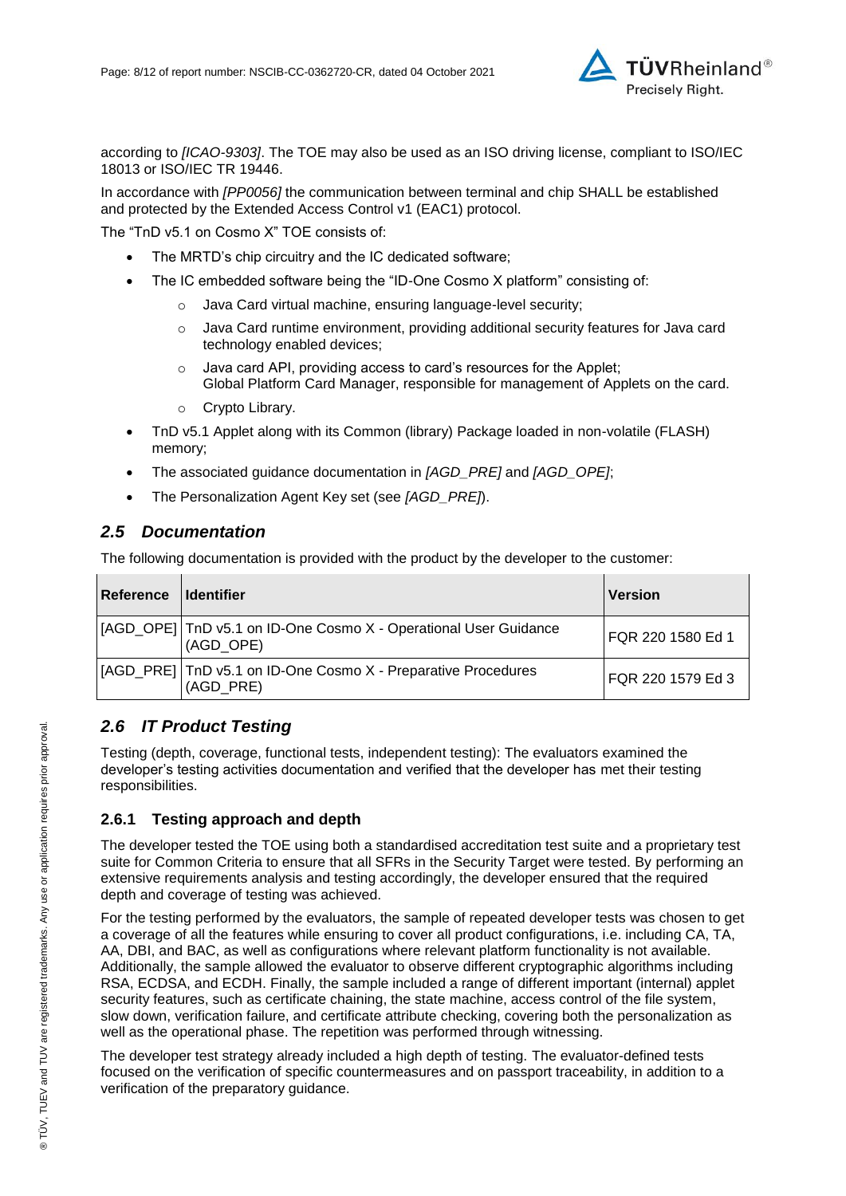according to *[ICAO-9303]*. The TOE may also be used as an ISO driving license, compliant to ISO/IEC 18013 or ISO/IEC TR 19446.

In accordance with *[PP0056]* the communication between terminal and chip SHALL be established and protected by the Extended Access Control v1 (EAC1) protocol.

The "TnD v5.1 on Cosmo X" TOE consists of:

- The MRTD's chip circuitry and the IC dedicated software;
- The IC embedded software being the "ID-One Cosmo X platform" consisting of:
    - Java Card virtual machine, ensuring language-level security;
    - Java Card runtime environment, providing additional security features for Java card technology enabled devices;
    - Java card API, providing access to card's resources for the Applet;
      Global Platform Card Manager, responsible for management of Applets on the card.
    - Crypto Library.
- TnD v5.1 Applet along with its Common (library) Package loaded in non-volatile (FLASH) memory;
- The associated guidance documentation in *[AGD_PRE]* and *[AGD_OPE]*;
- The Personalization Agent Key set (see *[AGD_PRE]*).

## *2.5 Documentation*

The following documentation is provided with the product by the developer to the customer:

| Reference | Identifier | Version |
|---|---|---|
| [AGD_OPE] | TnD v5.1 on ID-One Cosmo X - Operational User Guidance (AGD_OPE) | FQR 220 1580 Ed 1 |
| [AGD_PRE] | TnD v5.1 on ID-One Cosmo X - Preparative Procedures (AGD_PRE) | FQR 220 1579 Ed 3 |

## *2.6 IT Product Testing*

Testing (depth, coverage, functional tests, independent testing): The evaluators examined the developer's testing activities documentation and verified that the developer has met their testing responsibilities.

### 2.6.1 Testing approach and depth

The developer tested the TOE using both a standardised accreditation test suite and a proprietary test suite for Common Criteria to ensure that all SFRs in the Security Target were tested. By performing an extensive requirements analysis and testing accordingly, the developer ensured that the required depth and coverage of testing was achieved.

For the testing performed by the evaluators, the sample of repeated developer tests was chosen to get a coverage of all the features while ensuring to cover all product configurations, i.e. including CA, TA, AA, DBI, and BAC, as well as configurations where relevant platform functionality is not available. Additionally, the sample allowed the evaluator to observe different cryptographic algorithms including RSA, ECDSA, and ECDH. Finally, the sample included a range of different important (internal) applet security features, such as certificate chaining, the state machine, access control of the file system, slow down, verification failure, and certificate attribute checking, covering both the personalization as well as the operational phase. The repetition was performed through witnessing.

The developer test strategy already included a high depth of testing. The evaluator-defined tests focused on the verification of specific countermeasures and on passport traceability, in addition to a verification of the preparatory guidance.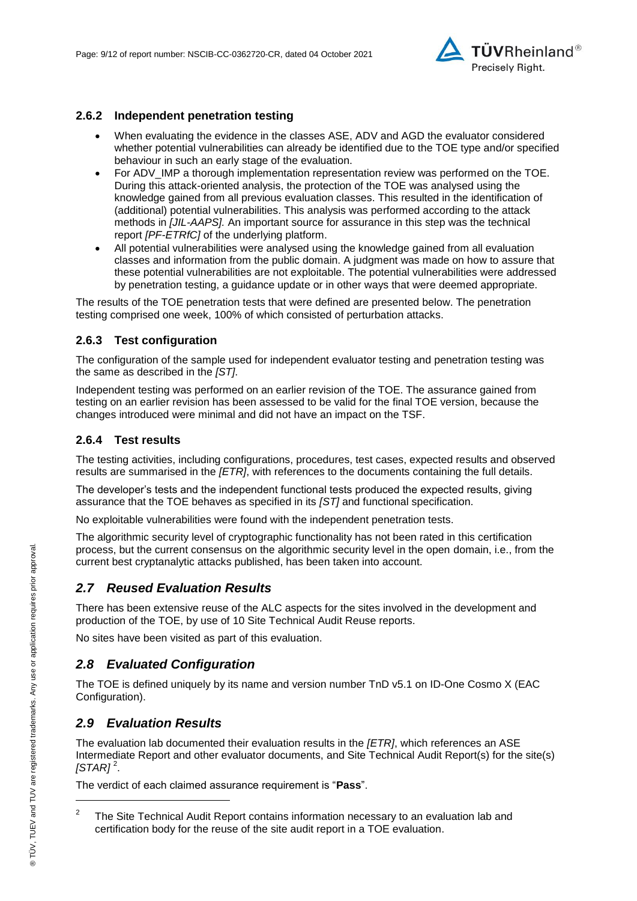### 2.6.2 Independent penetration testing

- When evaluating the evidence in the classes ASE, ADV and AGD the evaluator considered whether potential vulnerabilities can already be identified due to the TOE type and/or specified behaviour in such an early stage of the evaluation.
- For ADV_IMP a thorough implementation representation review was performed on the TOE. During this attack-oriented analysis, the protection of the TOE was analysed using the knowledge gained from all previous evaluation classes. This resulted in the identification of (additional) potential vulnerabilities. This analysis was performed according to the attack methods in *[JIL-AAPS]*. An important source for assurance in this step was the technical report *[PF-ETRfC]* of the underlying platform.
- All potential vulnerabilities were analysed using the knowledge gained from all evaluation classes and information from the public domain. A judgment was made on how to assure that these potential vulnerabilities are not exploitable. The potential vulnerabilities were addressed by penetration testing, a guidance update or in other ways that were deemed appropriate.

The results of the TOE penetration tests that were defined are presented below. The penetration testing comprised one week, 100% of which consisted of perturbation attacks.

### 2.6.3 Test configuration

The configuration of the sample used for independent evaluator testing and penetration testing was the same as described in the *[ST]*.

Independent testing was performed on an earlier revision of the TOE. The assurance gained from testing on an earlier revision has been assessed to be valid for the final TOE version, because the changes introduced were minimal and did not have an impact on the TSF.

### 2.6.4 Test results

The testing activities, including configurations, procedures, test cases, expected results and observed results are summarised in the *[ETR]*, with references to the documents containing the full details.

The developer's tests and the independent functional tests produced the expected results, giving assurance that the TOE behaves as specified in its *[ST]* and functional specification.

No exploitable vulnerabilities were found with the independent penetration tests.

The algorithmic security level of cryptographic functionality has not been rated in this certification process, but the current consensus on the algorithmic security level in the open domain, i.e., from the current best cryptanalytic attacks published, has been taken into account.

## *2.7 Reused Evaluation Results*

There has been extensive reuse of the ALC aspects for the sites involved in the development and production of the TOE, by use of 10 Site Technical Audit Reuse reports.

No sites have been visited as part of this evaluation.

## *2.8 Evaluated Configuration*

The TOE is defined uniquely by its name and version number TnD v5.1 on ID-One Cosmo X (EAC Configuration).

## *2.9 Evaluation Results*

The evaluation lab documented their evaluation results in the *[ETR]*, which references an ASE Intermediate Report and other evaluator documents, and Site Technical Audit Report(s) for the site(s) *[STAR]* [2].

The verdict of each claimed assurance requirement is "**Pass**".

[2] The Site Technical Audit Report contains information necessary to an evaluation lab and certification body for the reuse of the site audit report in a TOE evaluation.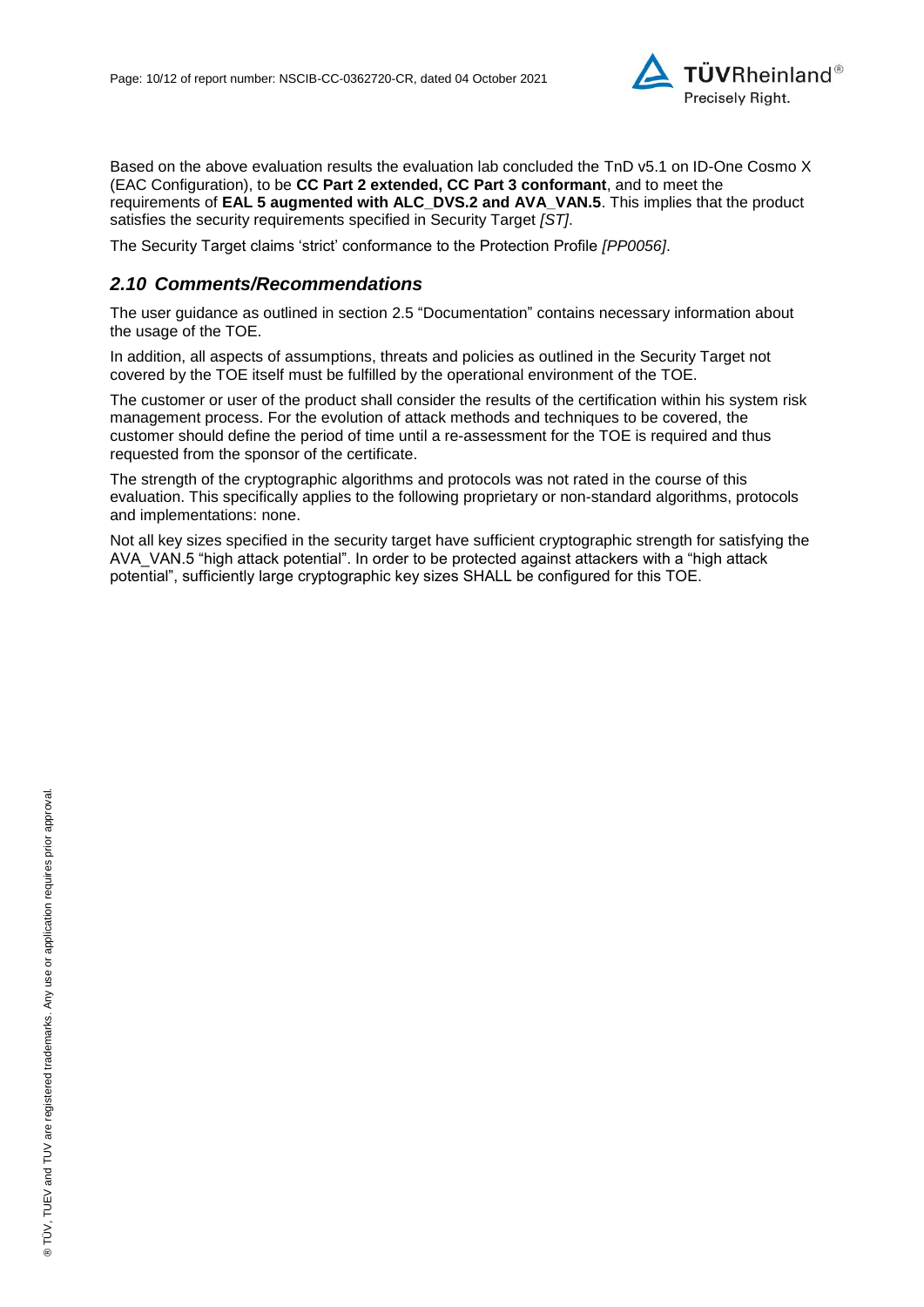Based on the above evaluation results the evaluation lab concluded the TnD v5.1 on ID-One Cosmo X (EAC Configuration), to be **CC Part 2 extended, CC Part 3 conformant**, and to meet the requirements of **EAL 5 augmented with ALC_DVS.2 and AVA_VAN.5**. This implies that the product satisfies the security requirements specified in Security Target *[ST]*.

The Security Target claims 'strict' conformance to the Protection Profile *[PP0056]*.

## *2.10 Comments/Recommendations*

The user guidance as outlined in section 2.5 "Documentation" contains necessary information about the usage of the TOE.

In addition, all aspects of assumptions, threats and policies as outlined in the Security Target not covered by the TOE itself must be fulfilled by the operational environment of the TOE.

The customer or user of the product shall consider the results of the certification within his system risk management process. For the evolution of attack methods and techniques to be covered, the customer should define the period of time until a re-assessment for the TOE is required and thus requested from the sponsor of the certificate.

The strength of the cryptographic algorithms and protocols was not rated in the course of this evaluation. This specifically applies to the following proprietary or non-standard algorithms, protocols and implementations: none.

Not all key sizes specified in the security target have sufficient cryptographic strength for satisfying the AVA_VAN.5 "high attack potential". In order to be protected against attackers with a "high attack potential", sufficiently large cryptographic key sizes SHALL be configured for this TOE.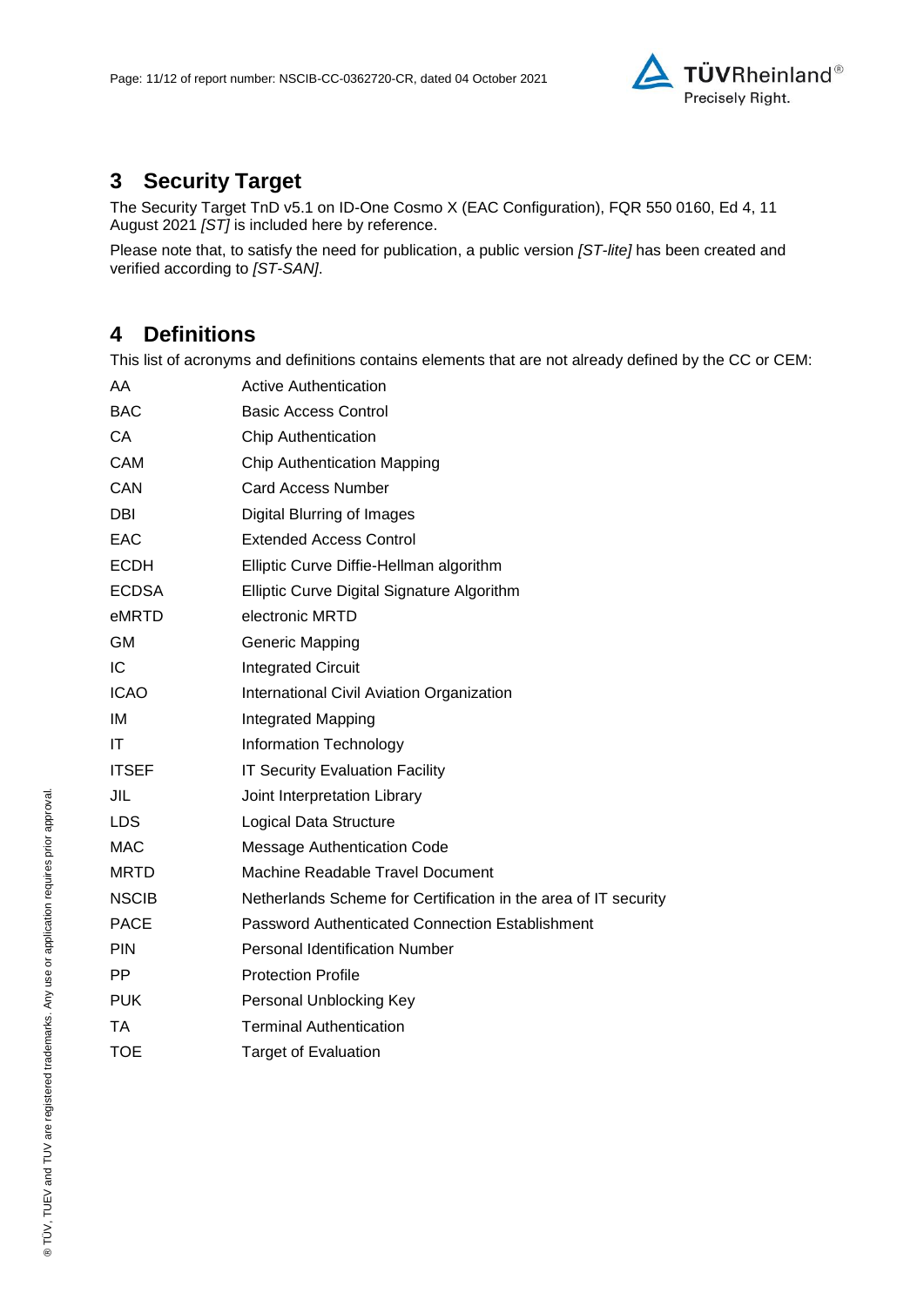# 3 Security Target

The Security Target TnD v5.1 on ID-One Cosmo X (EAC Configuration), FQR 550 0160, Ed 4, 11 August 2021 *[ST]* is included here by reference.

Please note that, to satisfy the need for publication, a public version *[ST-lite]* has been created and verified according to *[ST-SAN]*.

# 4 Definitions

This list of acronyms and definitions contains elements that are not already defined by the CC or CEM:

| | |
|---|---|
| AA | Active Authentication |
| BAC | Basic Access Control |
| CA | Chip Authentication |
| CAM | Chip Authentication Mapping |
| CAN | Card Access Number |
| DBI | Digital Blurring of Images |
| EAC | Extended Access Control |
| ECDH | Elliptic Curve Diffie-Hellman algorithm |
| ECDSA | Elliptic Curve Digital Signature Algorithm |
| eMRTD | electronic MRTD |
| GM | Generic Mapping |
| IC | Integrated Circuit |
| ICAO | International Civil Aviation Organization |
| IM | Integrated Mapping |
| IT | Information Technology |
| ITSEF | IT Security Evaluation Facility |
| JIL | Joint Interpretation Library |
| LDS | Logical Data Structure |
| MAC | Message Authentication Code |
| MRTD | Machine Readable Travel Document |
| NSCIB | Netherlands Scheme for Certification in the area of IT security |
| PACE | Password Authenticated Connection Establishment |
| PIN | Personal Identification Number |
| PP | Protection Profile |
| PUK | Personal Unblocking Key |
| TA | Terminal Authentication |
| TOE | Target of Evaluation |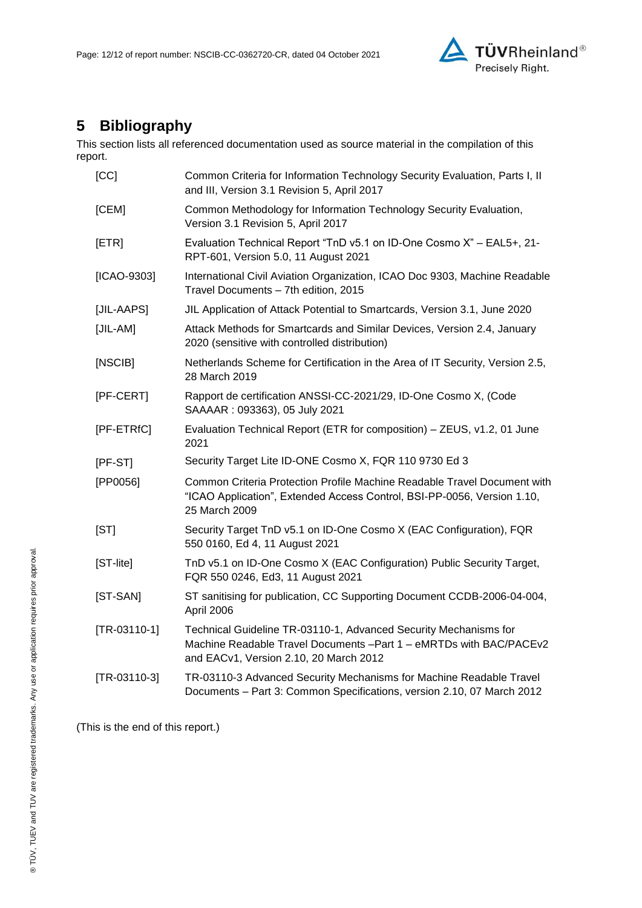# 5 Bibliography

This section lists all referenced documentation used as source material in the compilation of this report.

| | |
|---|---|
| [CC] | Common Criteria for Information Technology Security Evaluation, Parts I, II and III, Version 3.1 Revision 5, April 2017 |
| [CEM] | Common Methodology for Information Technology Security Evaluation, Version 3.1 Revision 5, April 2017 |
| [ETR] | Evaluation Technical Report "TnD v5.1 on ID-One Cosmo X" – EAL5+, 21-RPT-601, Version 5.0, 11 August 2021 |
| [ICAO-9303] | International Civil Aviation Organization, ICAO Doc 9303, Machine Readable Travel Documents – 7th edition, 2015 |
| [JIL-AAPS] | JIL Application of Attack Potential to Smartcards, Version 3.1, June 2020 |
| [JIL-AM] | Attack Methods for Smartcards and Similar Devices, Version 2.4, January 2020 (sensitive with controlled distribution) |
| [NSCIB] | Netherlands Scheme for Certification in the Area of IT Security, Version 2.5, 28 March 2019 |
| [PF-CERT] | Rapport de certification ANSSI-CC-2021/29, ID-One Cosmo X, (Code SAAAAR : 093363), 05 July 2021 |
| [PF-ETRfC] | Evaluation Technical Report (ETR for composition) – ZEUS, v1.2, 01 June 2021 |
| [PF-ST] | Security Target Lite ID-ONE Cosmo X, FQR 110 9730 Ed 3 |
| [PP0056] | Common Criteria Protection Profile Machine Readable Travel Document with "ICAO Application", Extended Access Control, BSI-PP-0056, Version 1.10, 25 March 2009 |
| [ST] | Security Target TnD v5.1 on ID-One Cosmo X (EAC Configuration), FQR 550 0160, Ed 4, 11 August 2021 |
| [ST-lite] | TnD v5.1 on ID-One Cosmo X (EAC Configuration) Public Security Target, FQR 550 0246, Ed3, 11 August 2021 |
| [ST-SAN] | ST sanitising for publication, CC Supporting Document CCDB-2006-04-004, April 2006 |
| [TR-03110-1] | Technical Guideline TR-03110-1, Advanced Security Mechanisms for Machine Readable Travel Documents –Part 1 – eMRTDs with BAC/PACEv2 and EACv1, Version 2.10, 20 March 2012 |
| [TR-03110-3] | TR-03110-3 Advanced Security Mechanisms for Machine Readable Travel Documents – Part 3: Common Specifications, version 2.10, 07 March 2012 |

(This is the end of this report.)